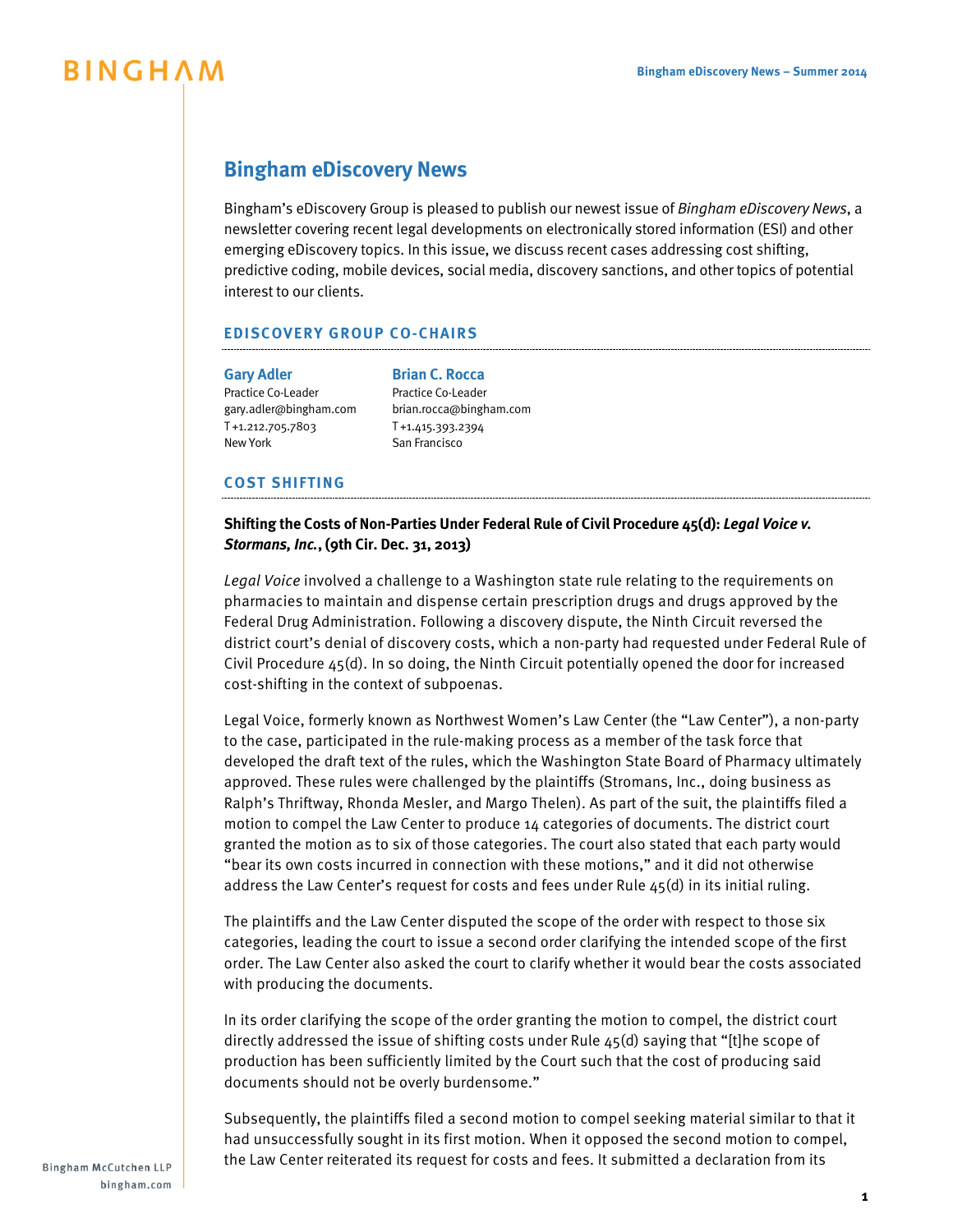# Bingham eDiscovery News

Bingham's eDiscovery Group is pleased to publish our newest issue of *Bingham eDiscovery News*, a newsletter covering recent legal developments on electronically stored information (ESI) and other emerging eDiscovery topics. In this issue, we discuss recent cases addressing cost shifting, predictive coding, mobile devices, social media, discovery sanctions, and other topics of potential interest to our clients.

## EDISCOVERY GROUP CO-CHAIRS

**Gary Adler**
Practice Co-Leader
gary.adler@bingham.com
T +1.212.705.7803
New York

**Brian C. Rocca**
Practice Co-Leader
brian.rocca@bingham.com
T +1.415.393.2394
San Francisco

## COST SHIFTING

### Shifting the Costs of Non-Parties Under Federal Rule of Civil Procedure 45(d): *Legal Voice v. Stormans, Inc.*, (9th Cir. Dec. 31, 2013)

*Legal Voice* involved a challenge to a Washington state rule relating to the requirements on pharmacies to maintain and dispense certain prescription drugs and drugs approved by the Federal Drug Administration. Following a discovery dispute, the Ninth Circuit reversed the district court's denial of discovery costs, which a non-party had requested under Federal Rule of Civil Procedure 45(d). In so doing, the Ninth Circuit potentially opened the door for increased cost-shifting in the context of subpoenas.

Legal Voice, formerly known as Northwest Women's Law Center (the "Law Center"), a non-party to the case, participated in the rule-making process as a member of the task force that developed the draft text of the rules, which the Washington State Board of Pharmacy ultimately approved. These rules were challenged by the plaintiffs (Stromans, Inc., doing business as Ralph's Thriftway, Rhonda Mesler, and Margo Thelen). As part of the suit, the plaintiffs filed a motion to compel the Law Center to produce 14 categories of documents. The district court granted the motion as to six of those categories. The court also stated that each party would "bear its own costs incurred in connection with these motions," and it did not otherwise address the Law Center's request for costs and fees under Rule 45(d) in its initial ruling.

The plaintiffs and the Law Center disputed the scope of the order with respect to those six categories, leading the court to issue a second order clarifying the intended scope of the first order. The Law Center also asked the court to clarify whether it would bear the costs associated with producing the documents.

In its order clarifying the scope of the order granting the motion to compel, the district court directly addressed the issue of shifting costs under Rule 45(d) saying that "[t]he scope of production has been sufficiently limited by the Court such that the cost of producing said documents should not be overly burdensome."

Subsequently, the plaintiffs filed a second motion to compel seeking material similar to that it had unsuccessfully sought in its first motion. When it opposed the second motion to compel, the Law Center reiterated its request for costs and fees. It submitted a declaration from its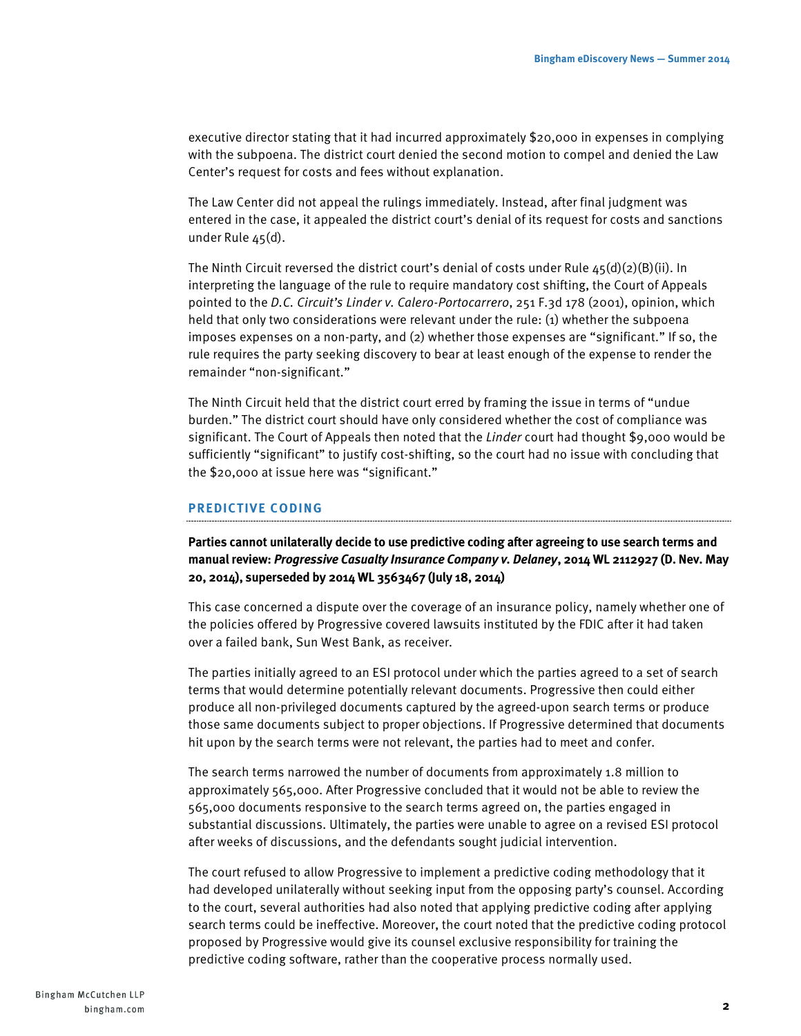executive director stating that it had incurred approximately $20,000 in expenses in complying with the subpoena. The district court denied the second motion to compel and denied the Law Center's request for costs and fees without explanation.

The Law Center did not appeal the rulings immediately. Instead, after final judgment was entered in the case, it appealed the district court's denial of its request for costs and sanctions under Rule 45(d).

The Ninth Circuit reversed the district court's denial of costs under Rule 45(d)(2)(B)(ii). In interpreting the language of the rule to require mandatory cost shifting, the Court of Appeals pointed to the *D.C. Circuit's Linder v. Calero-Portocarrero*, 251 F.3d 178 (2001), opinion, which held that only two considerations were relevant under the rule: (1) whether the subpoena imposes expenses on a non-party, and (2) whether those expenses are "significant." If so, the rule requires the party seeking discovery to bear at least enough of the expense to render the remainder "non-significant."

The Ninth Circuit held that the district court erred by framing the issue in terms of "undue burden." The district court should have only considered whether the cost of compliance was significant. The Court of Appeals then noted that the *Linder* court had thought $9,000 would be sufficiently "significant" to justify cost-shifting, so the court had no issue with concluding that the $20,000 at issue here was "significant."

## PREDICTIVE CODING

**Parties cannot unilaterally decide to use predictive coding after agreeing to use search terms and manual review: *Progressive Casualty Insurance Company v. Delaney*, 2014 WL 2112927 (D. Nev. May 20, 2014), superseded by 2014 WL 3563467 (July 18, 2014)**

This case concerned a dispute over the coverage of an insurance policy, namely whether one of the policies offered by Progressive covered lawsuits instituted by the FDIC after it had taken over a failed bank, Sun West Bank, as receiver.

The parties initially agreed to an ESI protocol under which the parties agreed to a set of search terms that would determine potentially relevant documents. Progressive then could either produce all non-privileged documents captured by the agreed-upon search terms or produce those same documents subject to proper objections. If Progressive determined that documents hit upon by the search terms were not relevant, the parties had to meet and confer.

The search terms narrowed the number of documents from approximately 1.8 million to approximately 565,000. After Progressive concluded that it would not be able to review the 565,000 documents responsive to the search terms agreed on, the parties engaged in substantial discussions. Ultimately, the parties were unable to agree on a revised ESI protocol after weeks of discussions, and the defendants sought judicial intervention.

The court refused to allow Progressive to implement a predictive coding methodology that it had developed unilaterally without seeking input from the opposing party's counsel. According to the court, several authorities had also noted that applying predictive coding after applying search terms could be ineffective. Moreover, the court noted that the predictive coding protocol proposed by Progressive would give its counsel exclusive responsibility for training the predictive coding software, rather than the cooperative process normally used.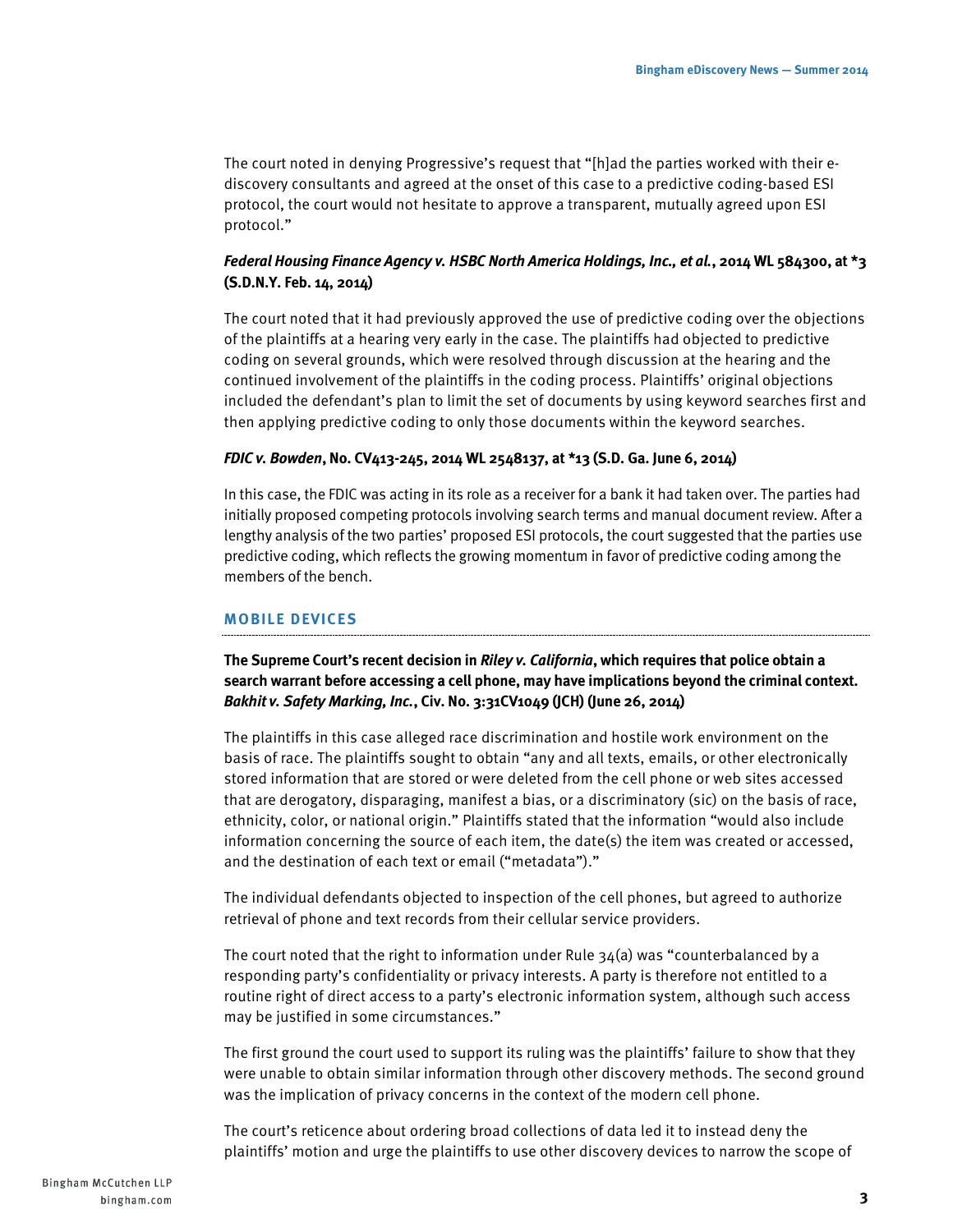The court noted in denying Progressive's request that "[h]ad the parties worked with their e-discovery consultants and agreed at the onset of this case to a predictive coding-based ESI protocol, the court would not hesitate to approve a transparent, mutually agreed upon ESI protocol."

### ***Federal Housing Finance Agency v. HSBC North America Holdings, Inc., et al.*, 2014 WL 584300, at *3 (S.D.N.Y. Feb. 14, 2014)**

The court noted that it had previously approved the use of predictive coding over the objections of the plaintiffs at a hearing very early in the case. The plaintiffs had objected to predictive coding on several grounds, which were resolved through discussion at the hearing and the continued involvement of the plaintiffs in the coding process. Plaintiffs' original objections included the defendant's plan to limit the set of documents by using keyword searches first and then applying predictive coding to only those documents within the keyword searches.

### ***FDIC v. Bowden*, No. CV413-245, 2014 WL 2548137, at *13 (S.D. Ga. June 6, 2014)**

In this case, the FDIC was acting in its role as a receiver for a bank it had taken over. The parties had initially proposed competing protocols involving search terms and manual document review. After a lengthy analysis of the two parties' proposed ESI protocols, the court suggested that the parties use predictive coding, which reflects the growing momentum in favor of predictive coding among the members of the bench.

## MOBILE DEVICES

### **The Supreme Court's recent decision in *Riley v. California*, which requires that police obtain a search warrant before accessing a cell phone, may have implications beyond the criminal context. *Bakhit v. Safety Marking, Inc.*, Civ. No. 3:31CV1049 (JCH) (June 26, 2014)**

The plaintiffs in this case alleged race discrimination and hostile work environment on the basis of race. The plaintiffs sought to obtain "any and all texts, emails, or other electronically stored information that are stored or were deleted from the cell phone or web sites accessed that are derogatory, disparaging, manifest a bias, or a discriminatory (sic) on the basis of race, ethnicity, color, or national origin." Plaintiffs stated that the information "would also include information concerning the source of each item, the date(s) the item was created or accessed, and the destination of each text or email ("metadata")."

The individual defendants objected to inspection of the cell phones, but agreed to authorize retrieval of phone and text records from their cellular service providers.

The court noted that the right to information under Rule 34(a) was "counterbalanced by a responding party's confidentiality or privacy interests. A party is therefore not entitled to a routine right of direct access to a party's electronic information system, although such access may be justified in some circumstances."

The first ground the court used to support its ruling was the plaintiffs' failure to show that they were unable to obtain similar information through other discovery methods. The second ground was the implication of privacy concerns in the context of the modern cell phone.

The court's reticence about ordering broad collections of data led it to instead deny the plaintiffs' motion and urge the plaintiffs to use other discovery devices to narrow the scope of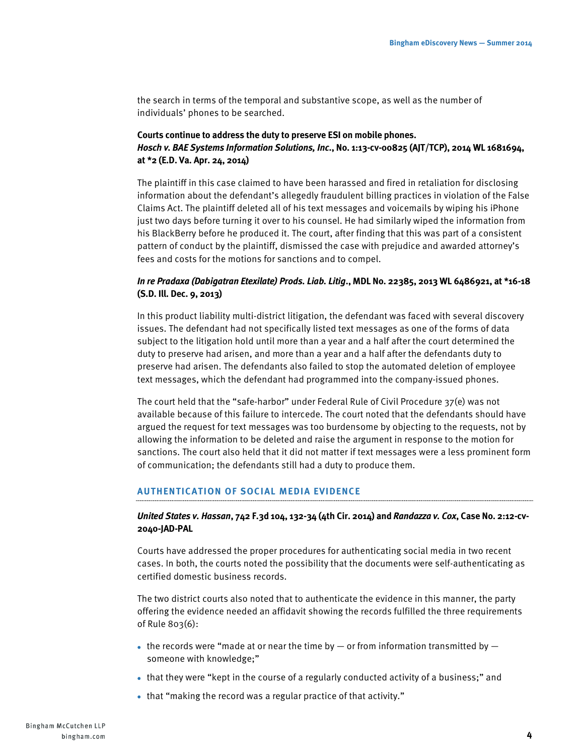the search in terms of the temporal and substantive scope, as well as the number of individuals' phones to be searched.

**Courts continue to address the duty to preserve ESI on mobile phones.**
***Hosch v. BAE Systems Information Solutions, Inc.*, No. 1:13-cv-00825 (AJT/TCP), 2014 WL 1681694, at *2 (E.D. Va. Apr. 24, 2014)**

The plaintiff in this case claimed to have been harassed and fired in retaliation for disclosing information about the defendant's allegedly fraudulent billing practices in violation of the False Claims Act. The plaintiff deleted all of his text messages and voicemails by wiping his iPhone just two days before turning it over to his counsel. He had similarly wiped the information from his BlackBerry before he produced it. The court, after finding that this was part of a consistent pattern of conduct by the plaintiff, dismissed the case with prejudice and awarded attorney's fees and costs for the motions for sanctions and to compel.

***In re Pradaxa (Dabigatran Etexilate) Prods. Liab. Litig.*, MDL No. 22385, 2013 WL 6486921, at *16-18 (S.D. Ill. Dec. 9, 2013)**

In this product liability multi-district litigation, the defendant was faced with several discovery issues. The defendant had not specifically listed text messages as one of the forms of data subject to the litigation hold until more than a year and a half after the court determined the duty to preserve had arisen, and more than a year and a half after the defendants duty to preserve had arisen. The defendants also failed to stop the automated deletion of employee text messages, which the defendant had programmed into the company-issued phones.

The court held that the "safe-harbor" under Federal Rule of Civil Procedure 37(e) was not available because of this failure to intercede. The court noted that the defendants should have argued the request for text messages was too burdensome by objecting to the requests, not by allowing the information to be deleted and raise the argument in response to the motion for sanctions. The court also held that it did not matter if text messages were a less prominent form of communication; the defendants still had a duty to produce them.

## AUTHENTICATION OF SOCIAL MEDIA EVIDENCE

***United States v. Hassan*, 742 F.3d 104, 132-34 (4th Cir. 2014) and *Randazza v. Cox*, Case No. 2:12-cv-2040-JAD-PAL**

Courts have addressed the proper procedures for authenticating social media in two recent cases. In both, the courts noted the possibility that the documents were self-authenticating as certified domestic business records.

The two district courts also noted that to authenticate the evidence in this manner, the party offering the evidence needed an affidavit showing the records fulfilled the three requirements of Rule 803(6):

- the records were "made at or near the time by — or from information transmitted by — someone with knowledge;"
- that they were "kept in the course of a regularly conducted activity of a business;" and
- that "making the record was a regular practice of that activity."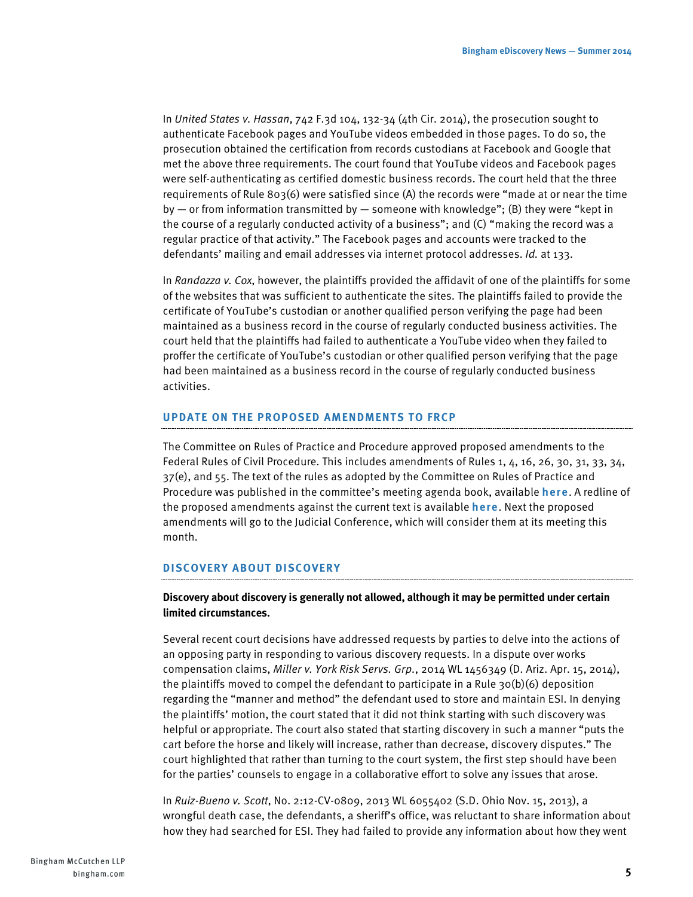In *United States v. Hassan*, 742 F.3d 104, 132-34 (4th Cir. 2014), the prosecution sought to authenticate Facebook pages and YouTube videos embedded in those pages. To do so, the prosecution obtained the certification from records custodians at Facebook and Google that met the above three requirements. The court found that YouTube videos and Facebook pages were self-authenticating as certified domestic business records. The court held that the three requirements of Rule 803(6) were satisfied since (A) the records were "made at or near the time by — or from information transmitted by — someone with knowledge"; (B) they were "kept in the course of a regularly conducted activity of a business"; and (C) "making the record was a regular practice of that activity." The Facebook pages and accounts were tracked to the defendants' mailing and email addresses via internet protocol addresses. *Id.* at 133.

In *Randazza v. Cox*, however, the plaintiffs provided the affidavit of one of the plaintiffs for some of the websites that was sufficient to authenticate the sites. The plaintiffs failed to provide the certificate of YouTube's custodian or another qualified person verifying the page had been maintained as a business record in the course of regularly conducted business activities. The court held that the plaintiffs had failed to authenticate a YouTube video when they failed to proffer the certificate of YouTube's custodian or other qualified person verifying that the page had been maintained as a business record in the course of regularly conducted business activities.

## UPDATE ON THE PROPOSED AMENDMENTS TO FRCP

The Committee on Rules of Practice and Procedure approved proposed amendments to the Federal Rules of Civil Procedure. This includes amendments of Rules 1, 4, 16, 26, 30, 31, 33, 34, 37(e), and 55. The text of the rules as adopted by the Committee on Rules of Practice and Procedure was published in the committee's meeting agenda book, available **here**. A redline of the proposed amendments against the current text is available **here**. Next the proposed amendments will go to the Judicial Conference, which will consider them at its meeting this month.

## DISCOVERY ABOUT DISCOVERY

**Discovery about discovery is generally not allowed, although it may be permitted under certain limited circumstances.**

Several recent court decisions have addressed requests by parties to delve into the actions of an opposing party in responding to various discovery requests. In a dispute over works compensation claims, *Miller v. York Risk Servs. Grp.*, 2014 WL 1456349 (D. Ariz. Apr. 15, 2014), the plaintiffs moved to compel the defendant to participate in a Rule 30(b)(6) deposition regarding the "manner and method" the defendant used to store and maintain ESI. In denying the plaintiffs' motion, the court stated that it did not think starting with such discovery was helpful or appropriate. The court also stated that starting discovery in such a manner "puts the cart before the horse and likely will increase, rather than decrease, discovery disputes." The court highlighted that rather than turning to the court system, the first step should have been for the parties' counsels to engage in a collaborative effort to solve any issues that arose.

In *Ruiz-Bueno v. Scott*, No. 2:12-CV-0809, 2013 WL 6055402 (S.D. Ohio Nov. 15, 2013), a wrongful death case, the defendants, a sheriff's office, was reluctant to share information about how they had searched for ESI. They had failed to provide any information about how they went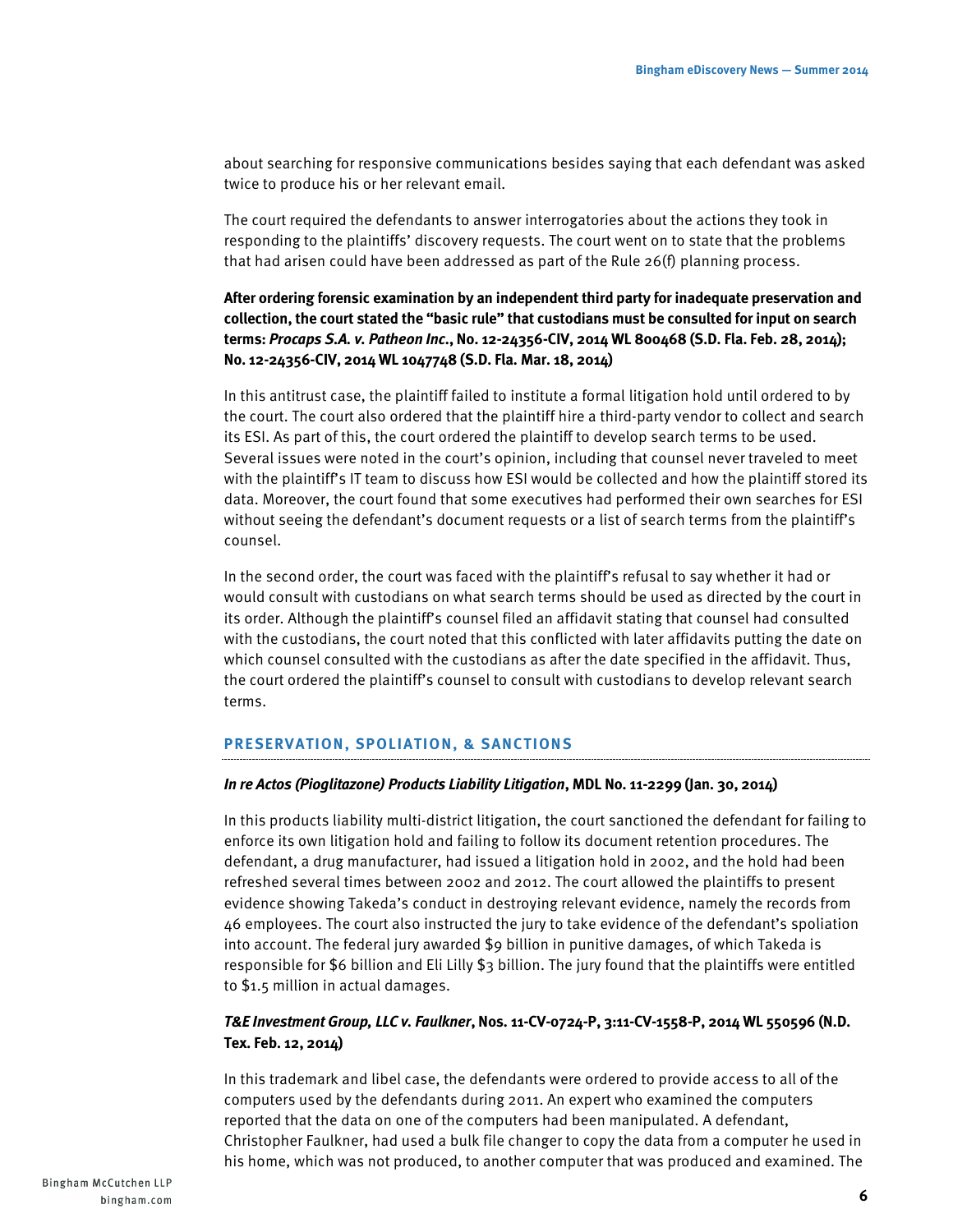about searching for responsive communications besides saying that each defendant was asked twice to produce his or her relevant email.

The court required the defendants to answer interrogatories about the actions they took in responding to the plaintiffs' discovery requests. The court went on to state that the problems that had arisen could have been addressed as part of the Rule 26(f) planning process.

**After ordering forensic examination by an independent third party for inadequate preservation and collection, the court stated the "basic rule" that custodians must be consulted for input on search terms: *Procaps S.A. v. Patheon Inc.*, No. 12-24356-CIV, 2014 WL 800468 (S.D. Fla. Feb. 28, 2014); No. 12-24356-CIV, 2014 WL 1047748 (S.D. Fla. Mar. 18, 2014)**

In this antitrust case, the plaintiff failed to institute a formal litigation hold until ordered to by the court. The court also ordered that the plaintiff hire a third-party vendor to collect and search its ESI. As part of this, the court ordered the plaintiff to develop search terms to be used. Several issues were noted in the court's opinion, including that counsel never traveled to meet with the plaintiff's IT team to discuss how ESI would be collected and how the plaintiff stored its data. Moreover, the court found that some executives had performed their own searches for ESI without seeing the defendant's document requests or a list of search terms from the plaintiff's counsel.

In the second order, the court was faced with the plaintiff's refusal to say whether it had or would consult with custodians on what search terms should be used as directed by the court in its order. Although the plaintiff's counsel filed an affidavit stating that counsel had consulted with the custodians, the court noted that this conflicted with later affidavits putting the date on which counsel consulted with the custodians as after the date specified in the affidavit. Thus, the court ordered the plaintiff's counsel to consult with custodians to develop relevant search terms.

## PRESERVATION, SPOLIATION, & SANCTIONS

***In re Actos (Pioglitazone) Products Liability Litigation*, MDL No. 11-2299 (Jan. 30, 2014)**

In this products liability multi-district litigation, the court sanctioned the defendant for failing to enforce its own litigation hold and failing to follow its document retention procedures. The defendant, a drug manufacturer, had issued a litigation hold in 2002, and the hold had been refreshed several times between 2002 and 2012. The court allowed the plaintiffs to present evidence showing Takeda's conduct in destroying relevant evidence, namely the records from 46 employees. The court also instructed the jury to take evidence of the defendant's spoliation into account. The federal jury awarded $9 billion in punitive damages, of which Takeda is responsible for $6 billion and Eli Lilly $3 billion. The jury found that the plaintiffs were entitled to $1.5 million in actual damages.

***T&E Investment Group, LLC v. Faulkner*, Nos. 11-CV-0724-P, 3:11-CV-1558-P, 2014 WL 550596 (N.D. Tex. Feb. 12, 2014)**

In this trademark and libel case, the defendants were ordered to provide access to all of the computers used by the defendants during 2011. An expert who examined the computers reported that the data on one of the computers had been manipulated. A defendant, Christopher Faulkner, had used a bulk file changer to copy the data from a computer he used in his home, which was not produced, to another computer that was produced and examined. The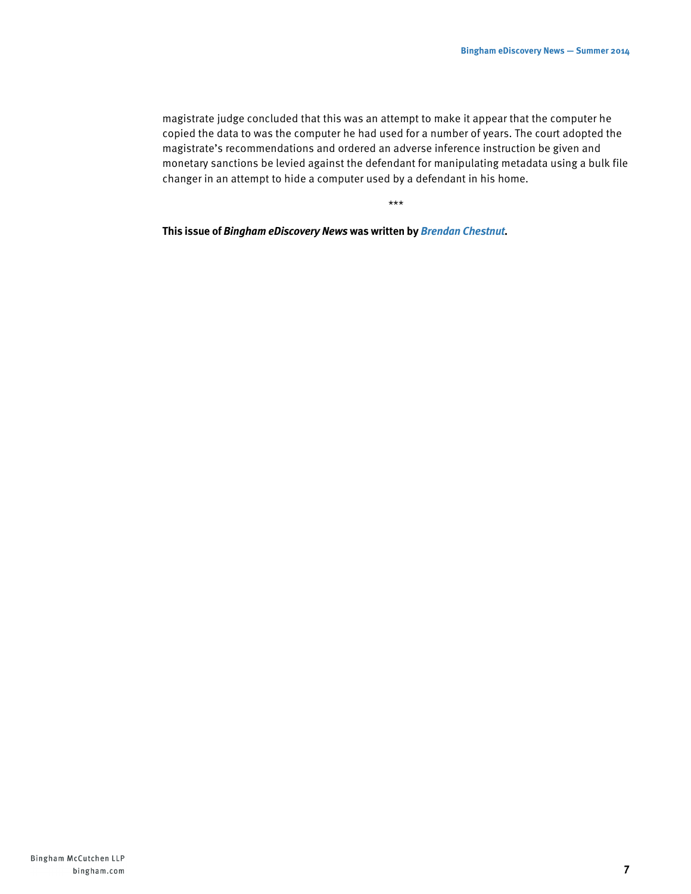magistrate judge concluded that this was an attempt to make it appear that the computer he copied the data to was the computer he had used for a number of years. The court adopted the magistrate's recommendations and ordered an adverse inference instruction be given and monetary sanctions be levied against the defendant for manipulating metadata using a bulk file changer in an attempt to hide a computer used by a defendant in his home.

***

**This issue of *Bingham eDiscovery News* was written by *Brendan Chestnut*.**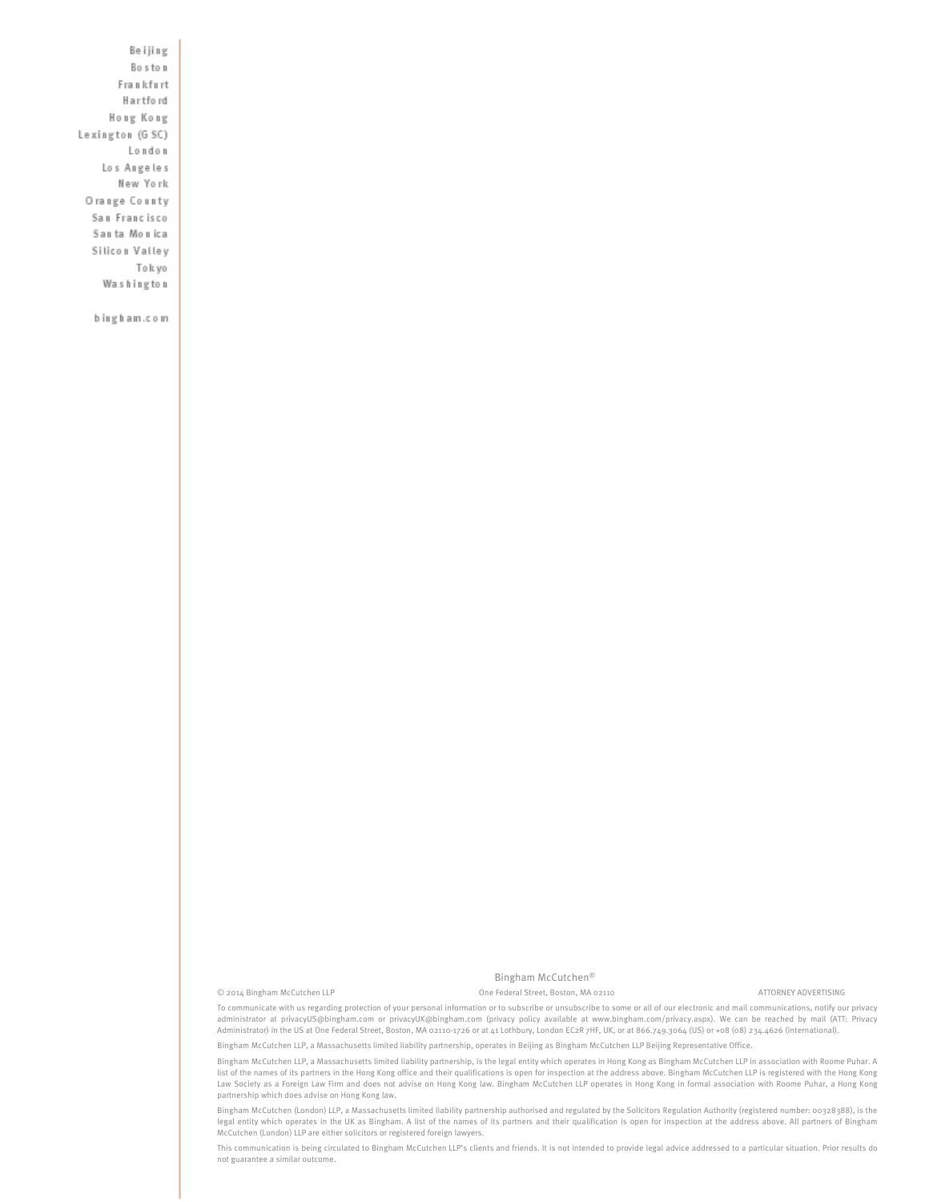Beijing
Boston
Frankfurt
Hartford
Hong Kong
Lexington (GSC)
London
Los Angeles
New York
Orange County
San Francisco
Santa Monica
Silicon Valley
Tokyo
Washington

bingham.com

Bingham McCutchen®

© 2014 Bingham McCutchen LLP One Federal Street, Boston, MA 02110 ATTORNEY ADVERTISING

To communicate with us regarding protection of your personal information or to subscribe or unsubscribe to some or all of our electronic and mail communications, notify our privacy administrator at privacyUS@bingham.com or privacyUK@bingham.com (privacy policy available at www.bingham.com/privacy.aspx). We can be reached by mail (ATT: Privacy Administrator) in the US at One Federal Street, Boston, MA 02110-1726 or at 41 Lothbury, London EC2R 7HF, UK, or at 866.749.3064 (US) or +08 (08) 234.4626 (international).

Bingham McCutchen LLP, a Massachusetts limited liability partnership, operates in Beijing as Bingham McCutchen LLP Beijing Representative Office.

Bingham McCutchen LLP, a Massachusetts limited liability partnership, is the legal entity which operates in Hong Kong as Bingham McCutchen LLP in association with Roome Puhar. A list of the names of its partners in the Hong Kong office and their qualifications is open for inspection at the address above. Bingham McCutchen LLP is registered with the Hong Kong Law Society as a Foreign Law Firm and does not advise on Hong Kong law. Bingham McCutchen LLP operates in Hong Kong in formal association with Roome Puhar, a Hong Kong partnership which does advise on Hong Kong law.

Bingham McCutchen (London) LLP, a Massachusetts limited liability partnership authorised and regulated by the Solicitors Regulation Authority (registered number: 00328388), is the legal entity which operates in the UK as Bingham. A list of the names of its partners and their qualification is open for inspection at the address above. All partners of Bingham McCutchen (London) LLP are either solicitors or registered foreign lawyers.

This communication is being circulated to Bingham McCutchen LLP's clients and friends. It is not intended to provide legal advice addressed to a particular situation. Prior results do not guarantee a similar outcome.